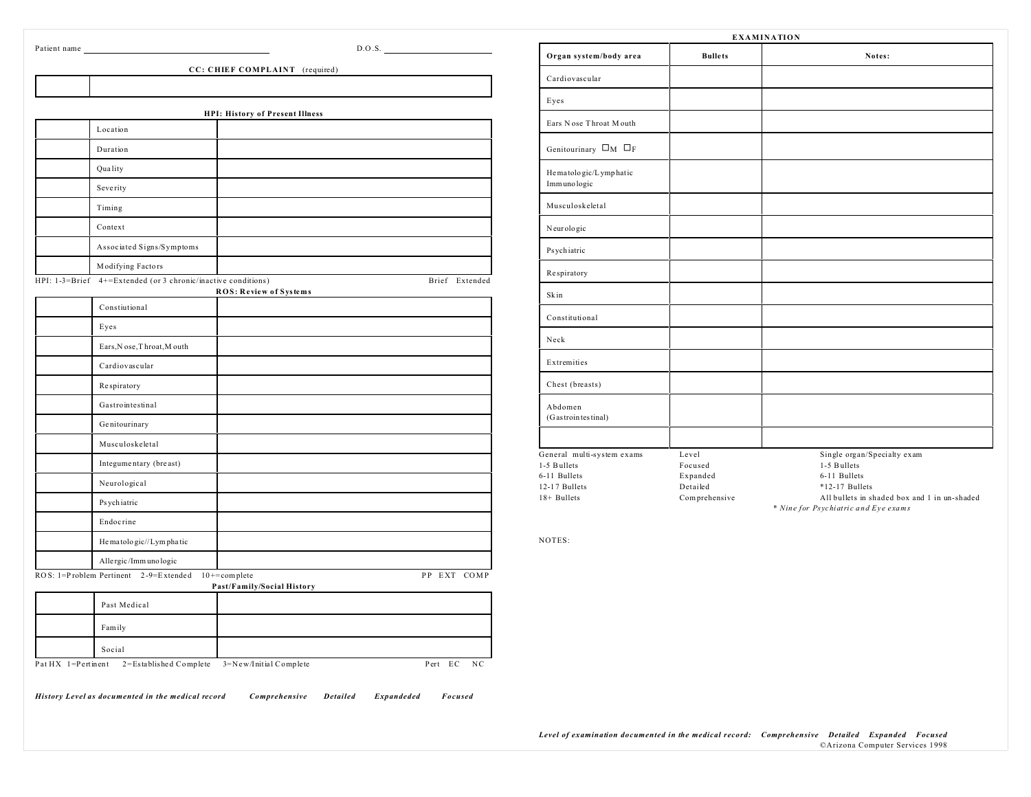Patient name ______________________ D.O.S. ______________________

**CC: CHIEF COMPLAINT** (required)

| | |
|---|---|
| | |

**HPI: History of Present Illness**

| | | |
|---|---|---|
| | Location | |
| | Duration | |
| | Quality | |
| | Severity | |
| | Timing | |
| | Context | |
| | Associated Signs/Symptoms | |
| | Modifying Factors | |

HPI: 1-3=Brief 4+=Extended (or 3 chronic/inactive conditions) Brief Extended

**ROS: Review of Systems**

| | | |
|---|---|---|
| | Constiutional | |
| | Eyes | |
| | Ears,Nose,Throat,Mouth | |
| | Cardiovascular | |
| | Respiratory | |
| | Gastrointestinal | |
| | Genitourinary | |
| | Musculoskeletal | |
| | Integumentary (breast) | |
| | Neurological | |
| | Psychiatric | |
| | Endocrine | |
| | Hematologic//Lymphatic | |
| | Allergic/Immunologic | |

ROS: 1=Problem Pertinent 2-9=Extended 10+=complete PP EXT COMP

**Past/Family/Social History**

| | | |
|---|---|---|
| | Past Medical | |
| | Family | |
| | Social | |

PatHX 1=Pertinent 2=Established Complete 3=New/Initial Complete Pert EC NC

***History Level as documented in the medical record*** ***Comprehensive*** ***Detailed*** ***Expandeded*** ***Focused***

**EXAMINATION**

| Organ system/body area | Bullets | Notes: |
|---|---|---|
| Cardiovascular | | |
| Eyes | | |
| Ears Nose Throat Mouth | | |
| Genitourinary ☐M ☐F | | |
| Hematologic/Lymphatic Immunologic | | |
| Musculoskeletal | | |
| Neurologic | | |
| Psychiatric | | |
| Respiratory | | |
| Skin | | |
| Constitutional | | |
| Neck | | |
| Extremities | | |
| Chest (breasts) | | |
| Abdomen (Gastrointestinal) | | |
| | | |

| General multi-system exams | Level | Single organ/Specialty exam |
|---|---|---|
| 1-5 Bullets | Focused | 1-5 Bullets |
| 6-11 Bullets | Expanded | 6-11 Bullets |
| 12-17 Bullets | Detailed | *12-17 Bullets |
| 18+ Bullets | Comprehensive | All bullets in shaded box and 1 in un-shaded |

*\* Nine for Psychiatric and Eye exams*

NOTES:

***Level of examination documented in the medical record:*** ***Comprehensive*** ***Detailed*** ***Expanded*** ***Focused***

©Arizona Computer Services 1998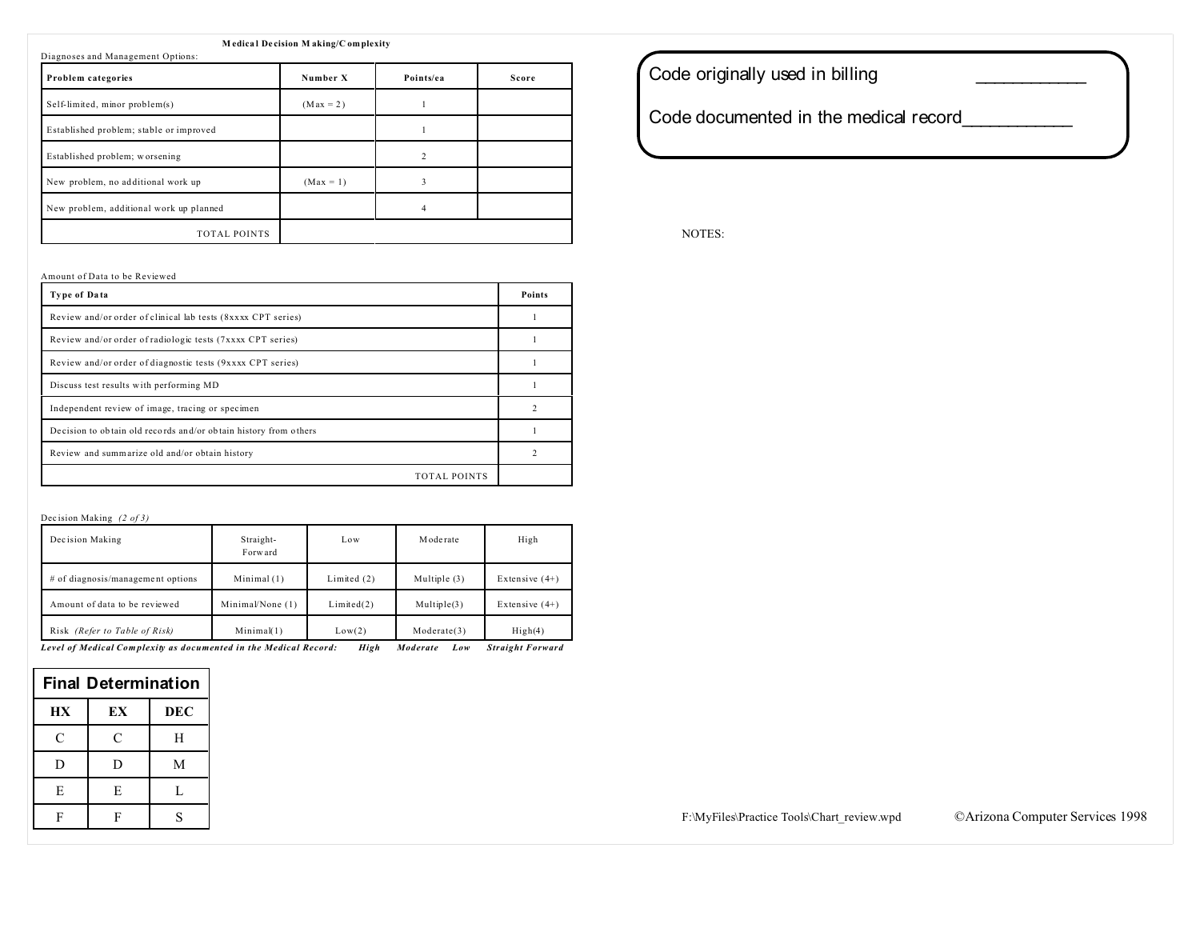## Medical Decision Making/Complexity

Diagnoses and Management Options:

| Problem categories | Number X | Points/ea | Score |
|---|---|---|---|
| Self-limited, minor problem(s) | (Max = 2) | 1 | |
| Established problem; stable or improved | | 1 | |
| Established problem; worsening | | 2 | |
| New problem, no additional work up | (Max = 1) | 3 | |
| New problem, additional work up planned | | 4 | |
| TOTAL POINTS | | | |

Amount of Data to be Reviewed

| Type of Data | Points |
|---|---|
| Review and/or order of clinical lab tests (8xxxx CPT series) | 1 |
| Review and/or order of radiologic tests (7xxxx CPT series) | 1 |
| Review and/or order of diagnostic tests (9xxxx CPT series) | 1 |
| Discuss test results with performing MD | 1 |
| Independent review of image, tracing or specimen | 2 |
| Decision to obtain old records and/or obtain history from others | 1 |
| Review and summarize old and/or obtain history | 2 |
| TOTAL POINTS | |

Decision Making *(2 of 3)*

| Decision Making | Straight-Forward | Low | Moderate | High |
|---|---|---|---|---|
| # of diagnosis/management options | Minimal (1) | Limited (2) | Multiple (3) | Extensive (4+) |
| Amount of data to be reviewed | Minimal/None (1) | Limited(2) | Multiple(3) | Extensive (4+) |
| Risk *(Refer to Table of Risk)* | Minimal(1) | Low(2) | Moderate(3) | High(4) |

***Level of Medical Complexity as documented in the Medical Record: High Moderate Low Straight Forward***

**Final Determination**

| HX | EX | DEC |
|---|---|---|
| C | C | H |
| D | D | M |
| E | E | L |
| F | F | S |

Code originally used in billing ____________

Code documented in the medical record____________

NOTES:

F:\MyFiles\Practice Tools\Chart_review.wpd ©Arizona Computer Services 1998